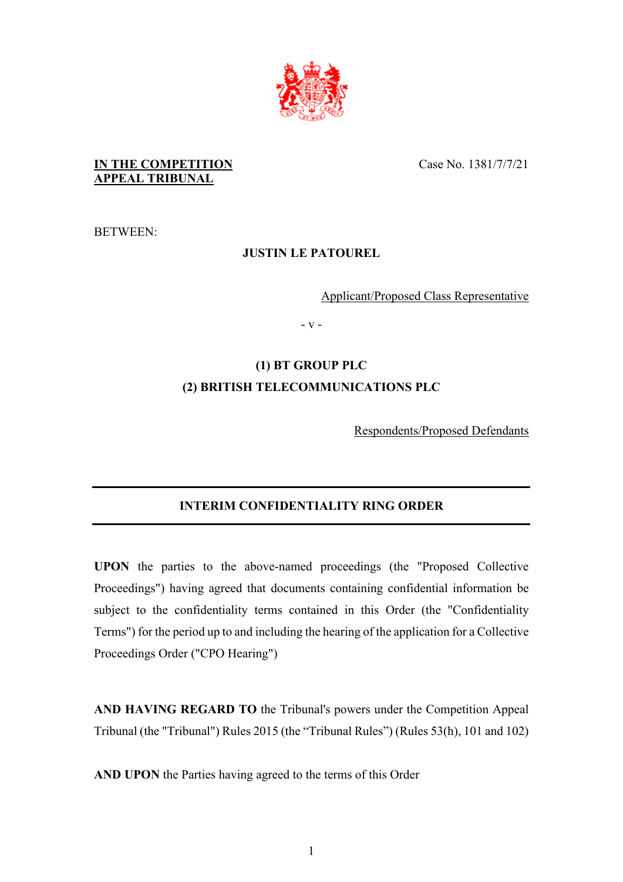**IN THE COMPETITION APPEAL TRIBUNAL**

Case No. 1381/7/7/21

BETWEEN:

**JUSTIN LE PATOUREL**

Applicant/Proposed Class Representative

\- v -

**(1) BT GROUP PLC**
**(2) BRITISH TELECOMMUNICATIONS PLC**

Respondents/Proposed Defendants

---

**INTERIM CONFIDENTIALITY RING ORDER**

---

**UPON** the parties to the above-named proceedings (the "Proposed Collective Proceedings") having agreed that documents containing confidential information be subject to the confidentiality terms contained in this Order (the "Confidentiality Terms") for the period up to and including the hearing of the application for a Collective Proceedings Order ("CPO Hearing")

**AND HAVING REGARD TO** the Tribunal's powers under the Competition Appeal Tribunal (the "Tribunal") Rules 2015 (the "Tribunal Rules") (Rules 53(h), 101 and 102)

**AND UPON** the Parties having agreed to the terms of this Order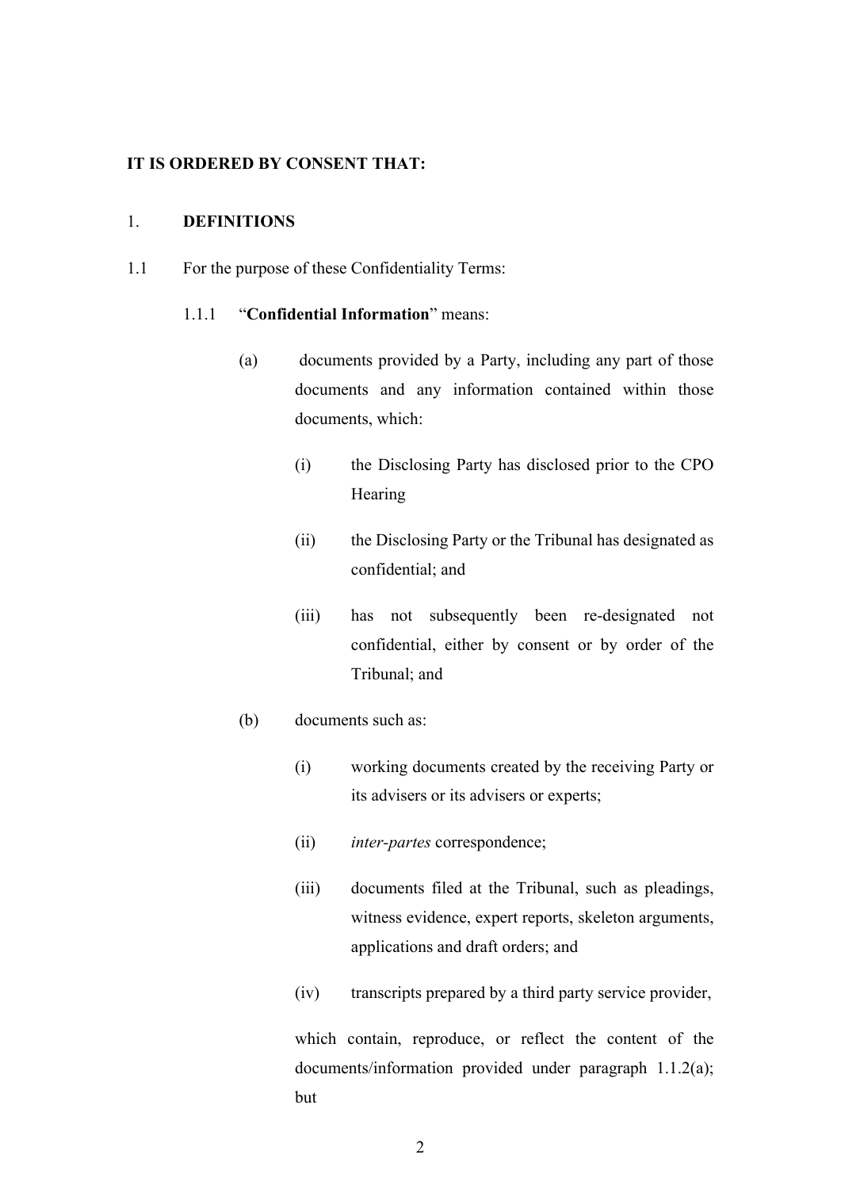**IT IS ORDERED BY CONSENT THAT:**

1. **DEFINITIONS**

1.1 For the purpose of these Confidentiality Terms:

1.1.1 "**Confidential Information**" means:

(a) documents provided by a Party, including any part of those documents and any information contained within those documents, which:

(i) the Disclosing Party has disclosed prior to the CPO Hearing

(ii) the Disclosing Party or the Tribunal has designated as confidential; and

(iii) has not subsequently been re-designated not confidential, either by consent or by order of the Tribunal; and

(b) documents such as:

(i) working documents created by the receiving Party or its advisers or its advisers or experts;

(ii) *inter-partes* correspondence;

(iii) documents filed at the Tribunal, such as pleadings, witness evidence, expert reports, skeleton arguments, applications and draft orders; and

(iv) transcripts prepared by a third party service provider,

which contain, reproduce, or reflect the content of the documents/information provided under paragraph 1.1.2(a); but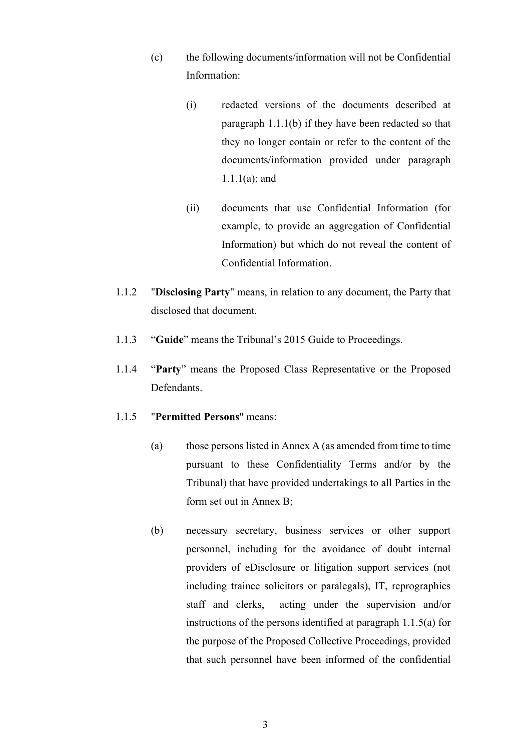(c) the following documents/information will not be Confidential Information:

   (i) redacted versions of the documents described at paragraph 1.1.1(b) if they have been redacted so that they no longer contain or refer to the content of the documents/information provided under paragraph 1.1.1(a); and

   (ii) documents that use Confidential Information (for example, to provide an aggregation of Confidential Information) but which do not reveal the content of Confidential Information.

1.1.2 "**Disclosing Party**" means, in relation to any document, the Party that disclosed that document.

1.1.3 "**Guide**" means the Tribunal's 2015 Guide to Proceedings.

1.1.4 "**Party**" means the Proposed Class Representative or the Proposed Defendants.

1.1.5 "**Permitted Persons**" means:

(a) those persons listed in Annex A (as amended from time to time pursuant to these Confidentiality Terms and/or by the Tribunal) that have provided undertakings to all Parties in the form set out in Annex B;

(b) necessary secretary, business services or other support personnel, including for the avoidance of doubt internal providers of eDisclosure or litigation support services (not including trainee solicitors or paralegals), IT, reprographics staff and clerks, acting under the supervision and/or instructions of the persons identified at paragraph 1.1.5(a) for the purpose of the Proposed Collective Proceedings, provided that such personnel have been informed of the confidential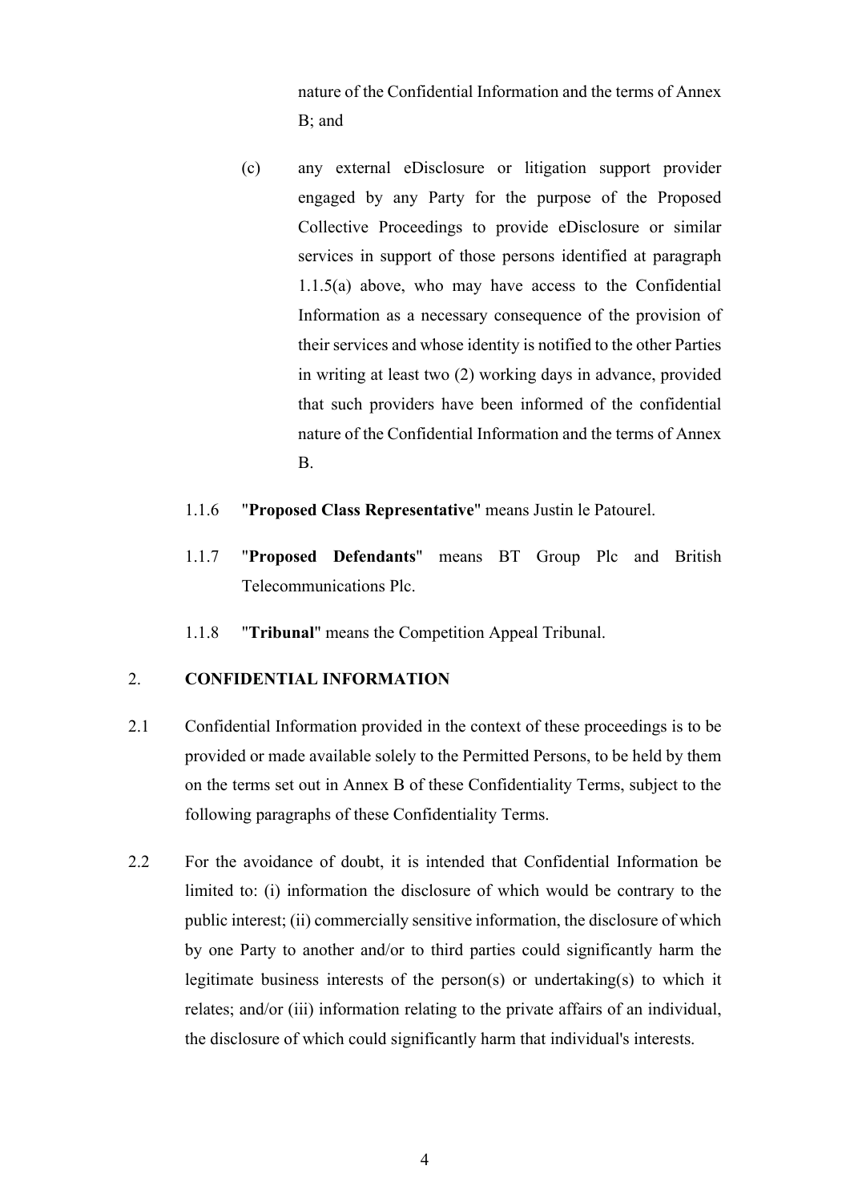nature of the Confidential Information and the terms of Annex B; and

(c) any external eDisclosure or litigation support provider engaged by any Party for the purpose of the Proposed Collective Proceedings to provide eDisclosure or similar services in support of those persons identified at paragraph 1.1.5(a) above, who may have access to the Confidential Information as a necessary consequence of the provision of their services and whose identity is notified to the other Parties in writing at least two (2) working days in advance, provided that such providers have been informed of the confidential nature of the Confidential Information and the terms of Annex B.

1.1.6 "**Proposed Class Representative**" means Justin le Patourel.

1.1.7 "**Proposed Defendants**" means BT Group Plc and British Telecommunications Plc.

1.1.8 "**Tribunal**" means the Competition Appeal Tribunal.

## 2. CONFIDENTIAL INFORMATION

2.1 Confidential Information provided in the context of these proceedings is to be provided or made available solely to the Permitted Persons, to be held by them on the terms set out in Annex B of these Confidentiality Terms, subject to the following paragraphs of these Confidentiality Terms.

2.2 For the avoidance of doubt, it is intended that Confidential Information be limited to: (i) information the disclosure of which would be contrary to the public interest; (ii) commercially sensitive information, the disclosure of which by one Party to another and/or to third parties could significantly harm the legitimate business interests of the person(s) or undertaking(s) to which it relates; and/or (iii) information relating to the private affairs of an individual, the disclosure of which could significantly harm that individual's interests.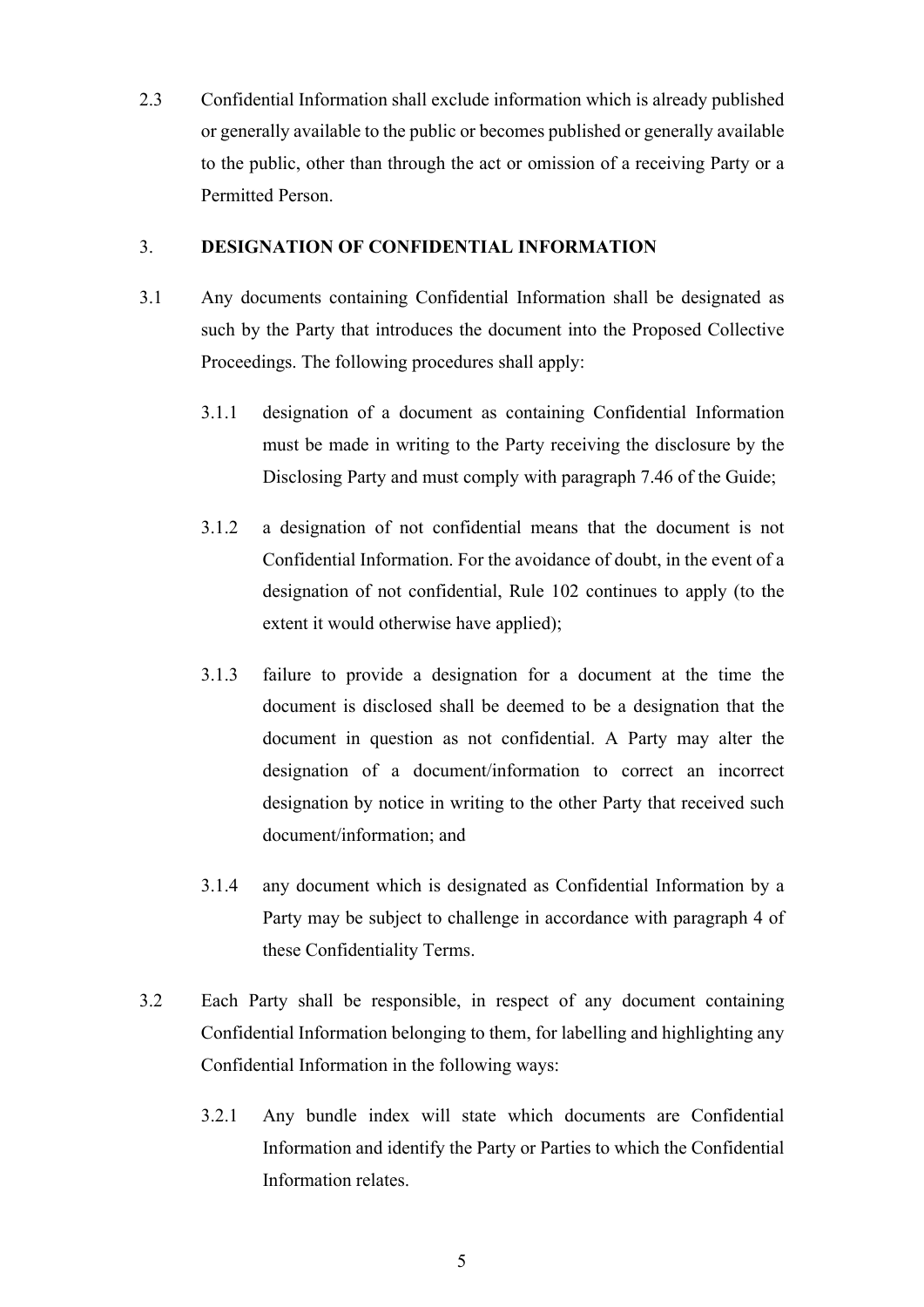2.3 Confidential Information shall exclude information which is already published or generally available to the public or becomes published or generally available to the public, other than through the act or omission of a receiving Party or a Permitted Person.

## 3. DESIGNATION OF CONFIDENTIAL INFORMATION

3.1 Any documents containing Confidential Information shall be designated as such by the Party that introduces the document into the Proposed Collective Proceedings. The following procedures shall apply:

3.1.1 designation of a document as containing Confidential Information must be made in writing to the Party receiving the disclosure by the Disclosing Party and must comply with paragraph 7.46 of the Guide;

3.1.2 a designation of not confidential means that the document is not Confidential Information. For the avoidance of doubt, in the event of a designation of not confidential, Rule 102 continues to apply (to the extent it would otherwise have applied);

3.1.3 failure to provide a designation for a document at the time the document is disclosed shall be deemed to be a designation that the document in question as not confidential. A Party may alter the designation of a document/information to correct an incorrect designation by notice in writing to the other Party that received such document/information; and

3.1.4 any document which is designated as Confidential Information by a Party may be subject to challenge in accordance with paragraph 4 of these Confidentiality Terms.

3.2 Each Party shall be responsible, in respect of any document containing Confidential Information belonging to them, for labelling and highlighting any Confidential Information in the following ways:

3.2.1 Any bundle index will state which documents are Confidential Information and identify the Party or Parties to which the Confidential Information relates.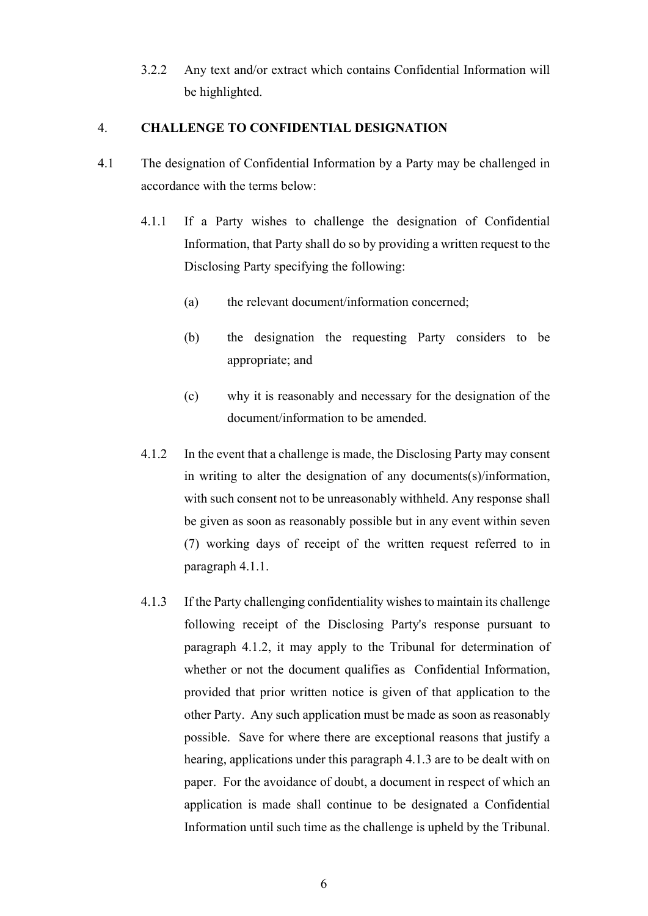3.2.2 Any text and/or extract which contains Confidential Information will be highlighted.

## 4. CHALLENGE TO CONFIDENTIAL DESIGNATION

4.1 The designation of Confidential Information by a Party may be challenged in accordance with the terms below:

4.1.1 If a Party wishes to challenge the designation of Confidential Information, that Party shall do so by providing a written request to the Disclosing Party specifying the following:

(a) the relevant document/information concerned;

(b) the designation the requesting Party considers to be appropriate; and

(c) why it is reasonably and necessary for the designation of the document/information to be amended.

4.1.2 In the event that a challenge is made, the Disclosing Party may consent in writing to alter the designation of any documents(s)/information, with such consent not to be unreasonably withheld. Any response shall be given as soon as reasonably possible but in any event within seven (7) working days of receipt of the written request referred to in paragraph 4.1.1.

4.1.3 If the Party challenging confidentiality wishes to maintain its challenge following receipt of the Disclosing Party's response pursuant to paragraph 4.1.2, it may apply to the Tribunal for determination of whether or not the document qualifies as Confidential Information, provided that prior written notice is given of that application to the other Party. Any such application must be made as soon as reasonably possible. Save for where there are exceptional reasons that justify a hearing, applications under this paragraph 4.1.3 are to be dealt with on paper. For the avoidance of doubt, a document in respect of which an application is made shall continue to be designated a Confidential Information until such time as the challenge is upheld by the Tribunal.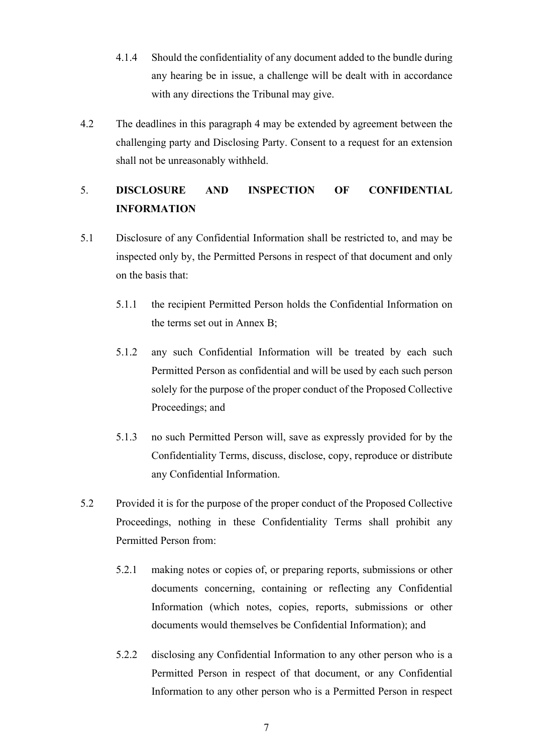4.1.4 Should the confidentiality of any document added to the bundle during any hearing be in issue, a challenge will be dealt with in accordance with any directions the Tribunal may give.

4.2 The deadlines in this paragraph 4 may be extended by agreement between the challenging party and Disclosing Party. Consent to a request for an extension shall not be unreasonably withheld.

## 5. DISCLOSURE AND INSPECTION OF CONFIDENTIAL INFORMATION

5.1 Disclosure of any Confidential Information shall be restricted to, and may be inspected only by, the Permitted Persons in respect of that document and only on the basis that:

5.1.1 the recipient Permitted Person holds the Confidential Information on the terms set out in Annex B;

5.1.2 any such Confidential Information will be treated by each such Permitted Person as confidential and will be used by each such person solely for the purpose of the proper conduct of the Proposed Collective Proceedings; and

5.1.3 no such Permitted Person will, save as expressly provided for by the Confidentiality Terms, discuss, disclose, copy, reproduce or distribute any Confidential Information.

5.2 Provided it is for the purpose of the proper conduct of the Proposed Collective Proceedings, nothing in these Confidentiality Terms shall prohibit any Permitted Person from:

5.2.1 making notes or copies of, or preparing reports, submissions or other documents concerning, containing or reflecting any Confidential Information (which notes, copies, reports, submissions or other documents would themselves be Confidential Information); and

5.2.2 disclosing any Confidential Information to any other person who is a Permitted Person in respect of that document, or any Confidential Information to any other person who is a Permitted Person in respect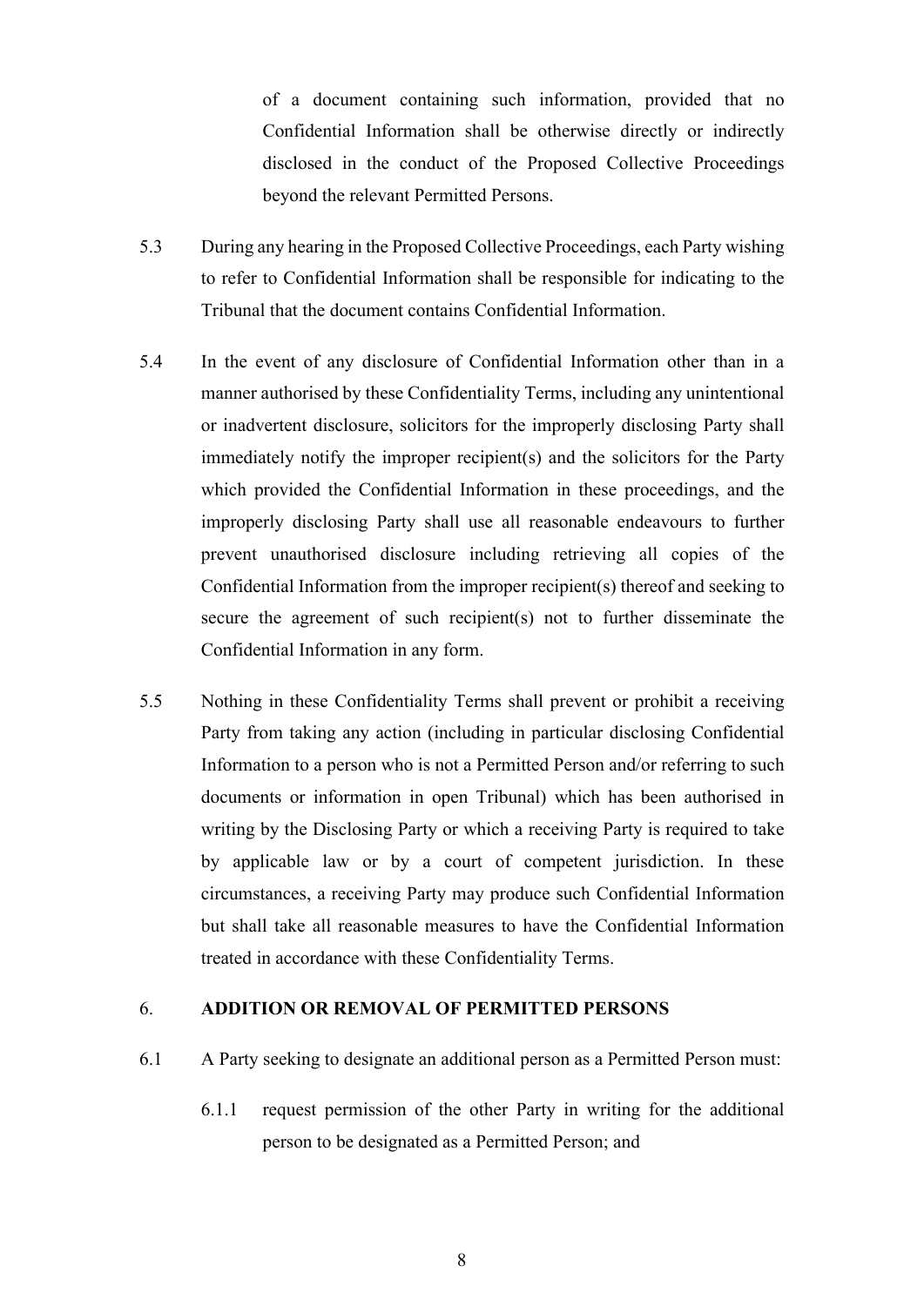of a document containing such information, provided that no Confidential Information shall be otherwise directly or indirectly disclosed in the conduct of the Proposed Collective Proceedings beyond the relevant Permitted Persons.

5.3 During any hearing in the Proposed Collective Proceedings, each Party wishing to refer to Confidential Information shall be responsible for indicating to the Tribunal that the document contains Confidential Information.

5.4 In the event of any disclosure of Confidential Information other than in a manner authorised by these Confidentiality Terms, including any unintentional or inadvertent disclosure, solicitors for the improperly disclosing Party shall immediately notify the improper recipient(s) and the solicitors for the Party which provided the Confidential Information in these proceedings, and the improperly disclosing Party shall use all reasonable endeavours to further prevent unauthorised disclosure including retrieving all copies of the Confidential Information from the improper recipient(s) thereof and seeking to secure the agreement of such recipient(s) not to further disseminate the Confidential Information in any form.

5.5 Nothing in these Confidentiality Terms shall prevent or prohibit a receiving Party from taking any action (including in particular disclosing Confidential Information to a person who is not a Permitted Person and/or referring to such documents or information in open Tribunal) which has been authorised in writing by the Disclosing Party or which a receiving Party is required to take by applicable law or by a court of competent jurisdiction. In these circumstances, a receiving Party may produce such Confidential Information but shall take all reasonable measures to have the Confidential Information treated in accordance with these Confidentiality Terms.

## 6. ADDITION OR REMOVAL OF PERMITTED PERSONS

6.1 A Party seeking to designate an additional person as a Permitted Person must:

6.1.1 request permission of the other Party in writing for the additional person to be designated as a Permitted Person; and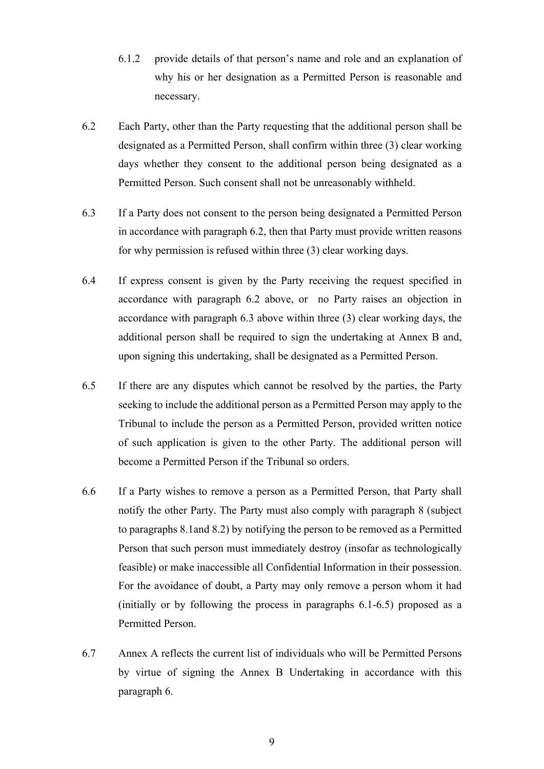6.1.2 provide details of that person's name and role and an explanation of why his or her designation as a Permitted Person is reasonable and necessary.

6.2 Each Party, other than the Party requesting that the additional person shall be designated as a Permitted Person, shall confirm within three (3) clear working days whether they consent to the additional person being designated as a Permitted Person. Such consent shall not be unreasonably withheld.

6.3 If a Party does not consent to the person being designated a Permitted Person in accordance with paragraph 6.2, then that Party must provide written reasons for why permission is refused within three (3) clear working days.

6.4 If express consent is given by the Party receiving the request specified in accordance with paragraph 6.2 above, or no Party raises an objection in accordance with paragraph 6.3 above within three (3) clear working days, the additional person shall be required to sign the undertaking at Annex B and, upon signing this undertaking, shall be designated as a Permitted Person.

6.5 If there are any disputes which cannot be resolved by the parties, the Party seeking to include the additional person as a Permitted Person may apply to the Tribunal to include the person as a Permitted Person, provided written notice of such application is given to the other Party. The additional person will become a Permitted Person if the Tribunal so orders.

6.6 If a Party wishes to remove a person as a Permitted Person, that Party shall notify the other Party. The Party must also comply with paragraph 8 (subject to paragraphs 8.1and 8.2) by notifying the person to be removed as a Permitted Person that such person must immediately destroy (insofar as technologically feasible) or make inaccessible all Confidential Information in their possession. For the avoidance of doubt, a Party may only remove a person whom it had (initially or by following the process in paragraphs 6.1-6.5) proposed as a Permitted Person.

6.7 Annex A reflects the current list of individuals who will be Permitted Persons by virtue of signing the Annex B Undertaking in accordance with this paragraph 6.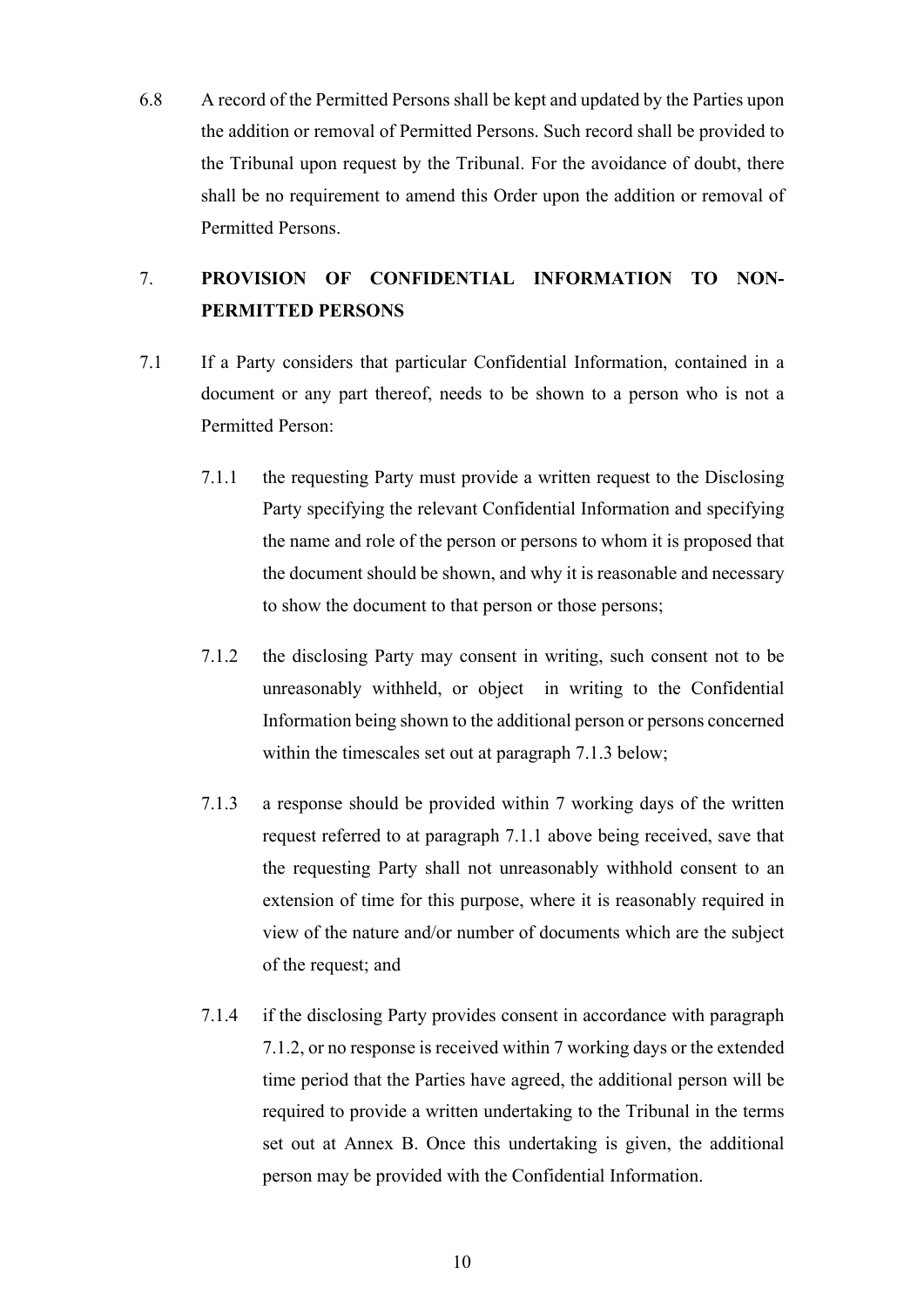6.8 A record of the Permitted Persons shall be kept and updated by the Parties upon the addition or removal of Permitted Persons. Such record shall be provided to the Tribunal upon request by the Tribunal. For the avoidance of doubt, there shall be no requirement to amend this Order upon the addition or removal of Permitted Persons.

## 7. PROVISION OF CONFIDENTIAL INFORMATION TO NON-PERMITTED PERSONS

7.1 If a Party considers that particular Confidential Information, contained in a document or any part thereof, needs to be shown to a person who is not a Permitted Person:

7.1.1 the requesting Party must provide a written request to the Disclosing Party specifying the relevant Confidential Information and specifying the name and role of the person or persons to whom it is proposed that the document should be shown, and why it is reasonable and necessary to show the document to that person or those persons;

7.1.2 the disclosing Party may consent in writing, such consent not to be unreasonably withheld, or object in writing to the Confidential Information being shown to the additional person or persons concerned within the timescales set out at paragraph 7.1.3 below;

7.1.3 a response should be provided within 7 working days of the written request referred to at paragraph 7.1.1 above being received, save that the requesting Party shall not unreasonably withhold consent to an extension of time for this purpose, where it is reasonably required in view of the nature and/or number of documents which are the subject of the request; and

7.1.4 if the disclosing Party provides consent in accordance with paragraph 7.1.2, or no response is received within 7 working days or the extended time period that the Parties have agreed, the additional person will be required to provide a written undertaking to the Tribunal in the terms set out at Annex B. Once this undertaking is given, the additional person may be provided with the Confidential Information.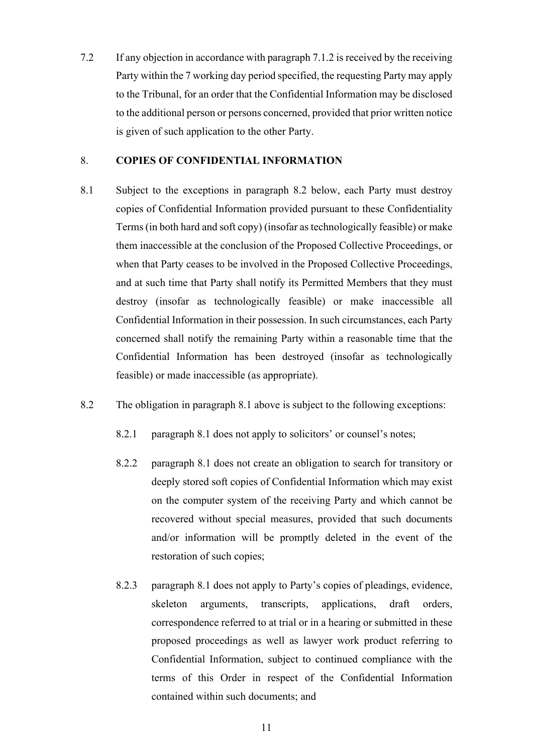7.2 If any objection in accordance with paragraph 7.1.2 is received by the receiving Party within the 7 working day period specified, the requesting Party may apply to the Tribunal, for an order that the Confidential Information may be disclosed to the additional person or persons concerned, provided that prior written notice is given of such application to the other Party.

## 8. COPIES OF CONFIDENTIAL INFORMATION

8.1 Subject to the exceptions in paragraph 8.2 below, each Party must destroy copies of Confidential Information provided pursuant to these Confidentiality Terms (in both hard and soft copy) (insofar as technologically feasible) or make them inaccessible at the conclusion of the Proposed Collective Proceedings, or when that Party ceases to be involved in the Proposed Collective Proceedings, and at such time that Party shall notify its Permitted Members that they must destroy (insofar as technologically feasible) or make inaccessible all Confidential Information in their possession. In such circumstances, each Party concerned shall notify the remaining Party within a reasonable time that the Confidential Information has been destroyed (insofar as technologically feasible) or made inaccessible (as appropriate).

8.2 The obligation in paragraph 8.1 above is subject to the following exceptions:

8.2.1 paragraph 8.1 does not apply to solicitors' or counsel's notes;

8.2.2 paragraph 8.1 does not create an obligation to search for transitory or deeply stored soft copies of Confidential Information which may exist on the computer system of the receiving Party and which cannot be recovered without special measures, provided that such documents and/or information will be promptly deleted in the event of the restoration of such copies;

8.2.3 paragraph 8.1 does not apply to Party's copies of pleadings, evidence, skeleton arguments, transcripts, applications, draft orders, correspondence referred to at trial or in a hearing or submitted in these proposed proceedings as well as lawyer work product referring to Confidential Information, subject to continued compliance with the terms of this Order in respect of the Confidential Information contained within such documents; and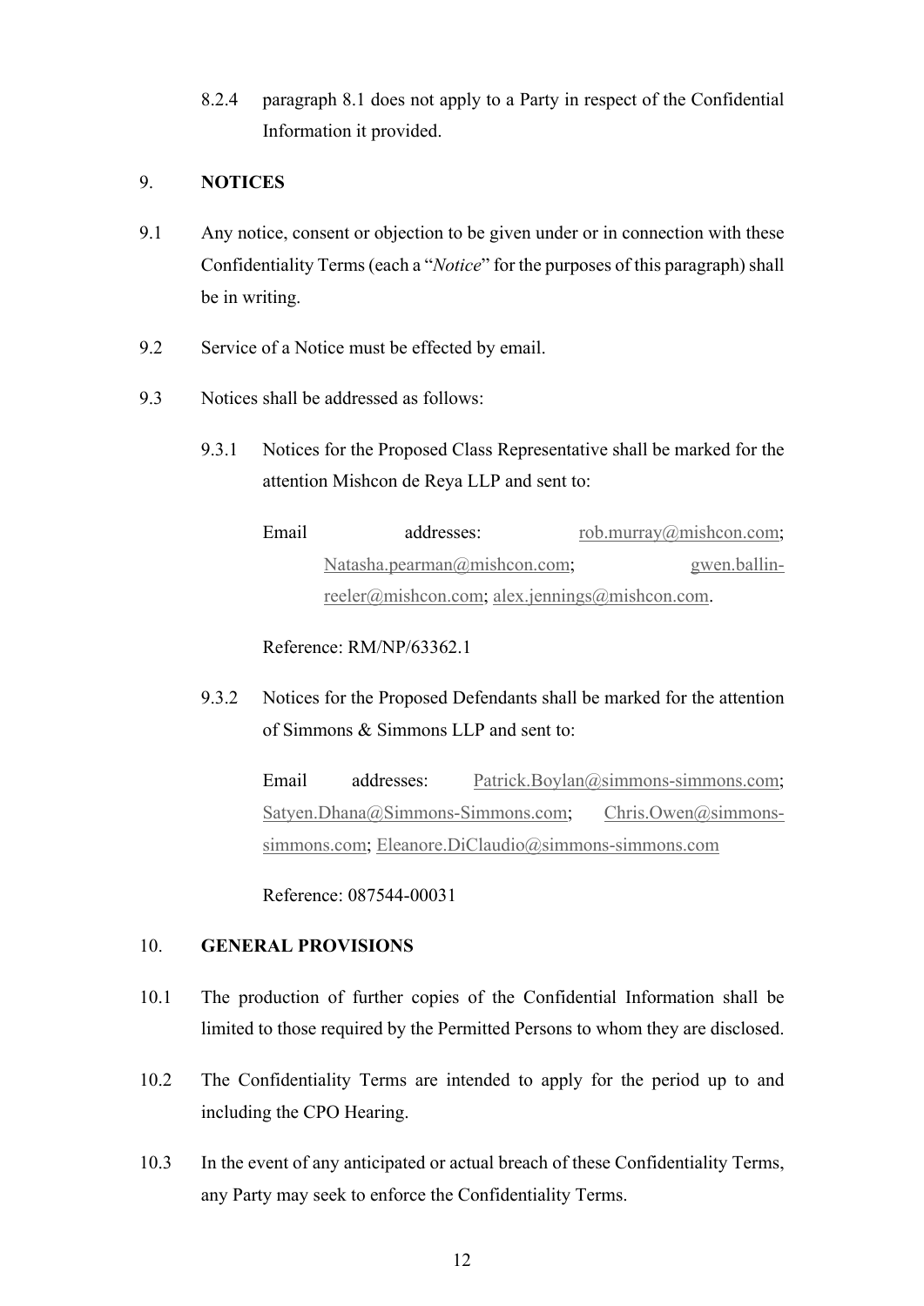8.2.4 paragraph 8.1 does not apply to a Party in respect of the Confidential Information it provided.

## 9. NOTICES

9.1 Any notice, consent or objection to be given under or in connection with these Confidentiality Terms (each a "*Notice*" for the purposes of this paragraph) shall be in writing.

9.2 Service of a Notice must be effected by email.

9.3 Notices shall be addressed as follows:

9.3.1 Notices for the Proposed Class Representative shall be marked for the attention Mishcon de Reya LLP and sent to:

Email addresses: rob.murray@mishcon.com; Natasha.pearman@mishcon.com; gwen.ballin-reeler@mishcon.com; alex.jennings@mishcon.com.

Reference: RM/NP/63362.1

9.3.2 Notices for the Proposed Defendants shall be marked for the attention of Simmons & Simmons LLP and sent to:

Email addresses: Patrick.Boylan@simmons-simmons.com; Satyen.Dhana@Simmons-Simmons.com; Chris.Owen@simmons-simmons.com; Eleanore.DiClaudio@simmons-simmons.com

Reference: 087544-00031

## 10. GENERAL PROVISIONS

10.1 The production of further copies of the Confidential Information shall be limited to those required by the Permitted Persons to whom they are disclosed.

10.2 The Confidentiality Terms are intended to apply for the period up to and including the CPO Hearing.

10.3 In the event of any anticipated or actual breach of these Confidentiality Terms, any Party may seek to enforce the Confidentiality Terms.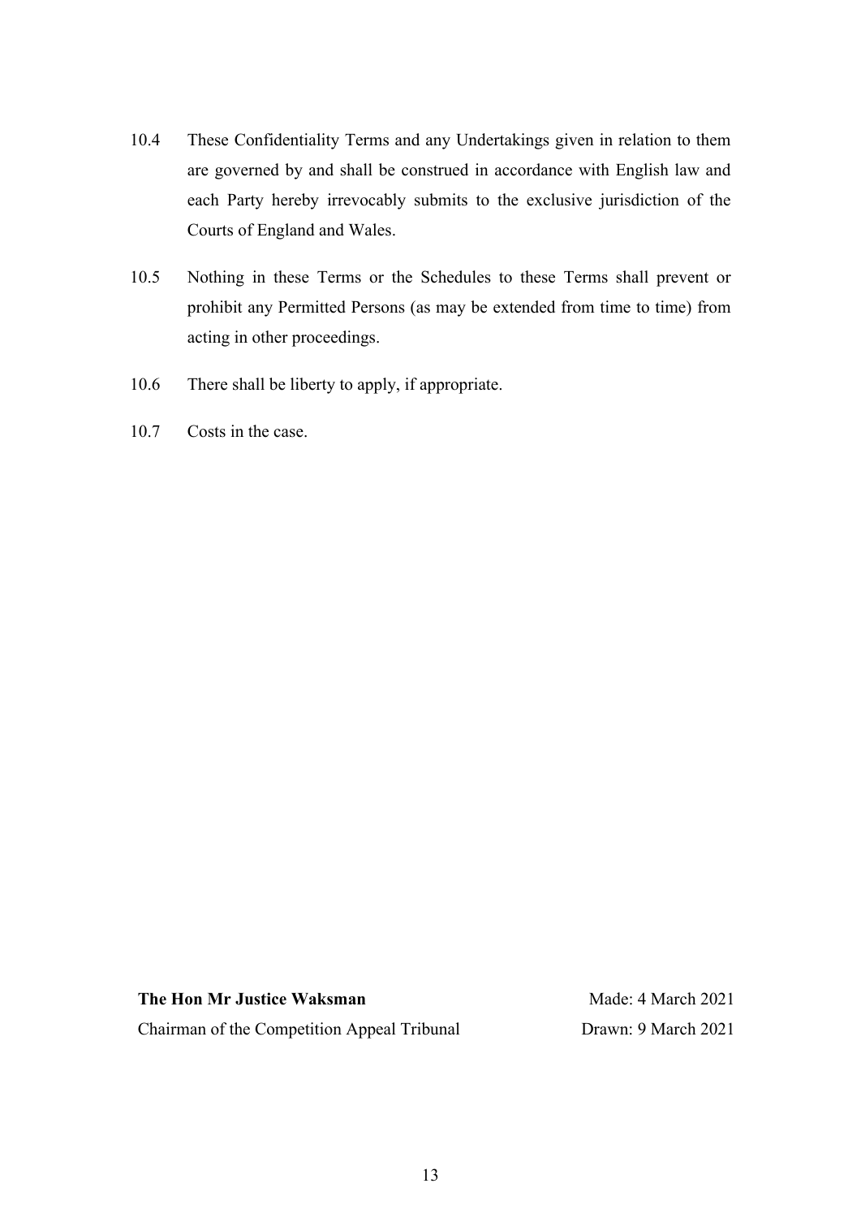10.4 These Confidentiality Terms and any Undertakings given in relation to them are governed by and shall be construed in accordance with English law and each Party hereby irrevocably submits to the exclusive jurisdiction of the Courts of England and Wales.

10.5 Nothing in these Terms or the Schedules to these Terms shall prevent or prohibit any Permitted Persons (as may be extended from time to time) from acting in other proceedings.

10.6 There shall be liberty to apply, if appropriate.

10.7 Costs in the case.

**The Hon Mr Justice Waksman**
Chairman of the Competition Appeal Tribunal

Made: 4 March 2021
Drawn: 9 March 2021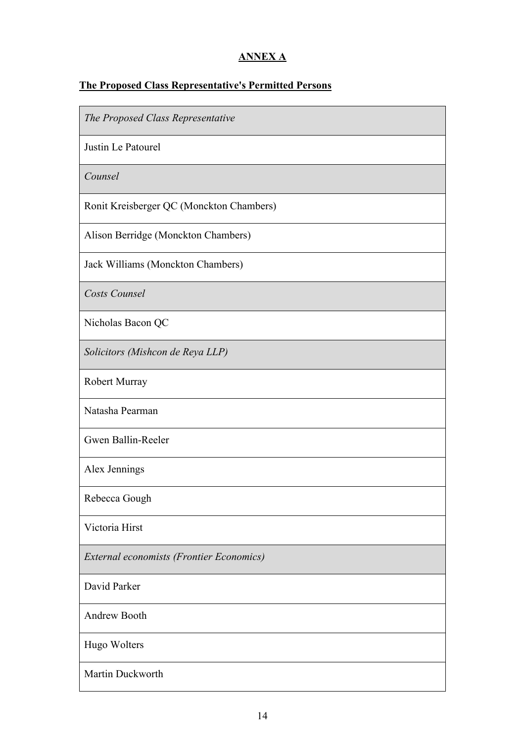**ANNEX A**

**The Proposed Class Representative's Permitted Persons**

| *The Proposed Class Representative* |
|---|
| Justin Le Patourel |
| *Counsel* |
| Ronit Kreisberger QC (Monckton Chambers) |
| Alison Berridge (Monckton Chambers) |
| Jack Williams (Monckton Chambers) |
| *Costs Counsel* |
| Nicholas Bacon QC |
| *Solicitors (Mishcon de Reya LLP)* |
| Robert Murray |
| Natasha Pearman |
| Gwen Ballin-Reeler |
| Alex Jennings |
| Rebecca Gough |
| Victoria Hirst |
| *External economists (Frontier Economics)* |
| David Parker |
| Andrew Booth |
| Hugo Wolters |
| Martin Duckworth |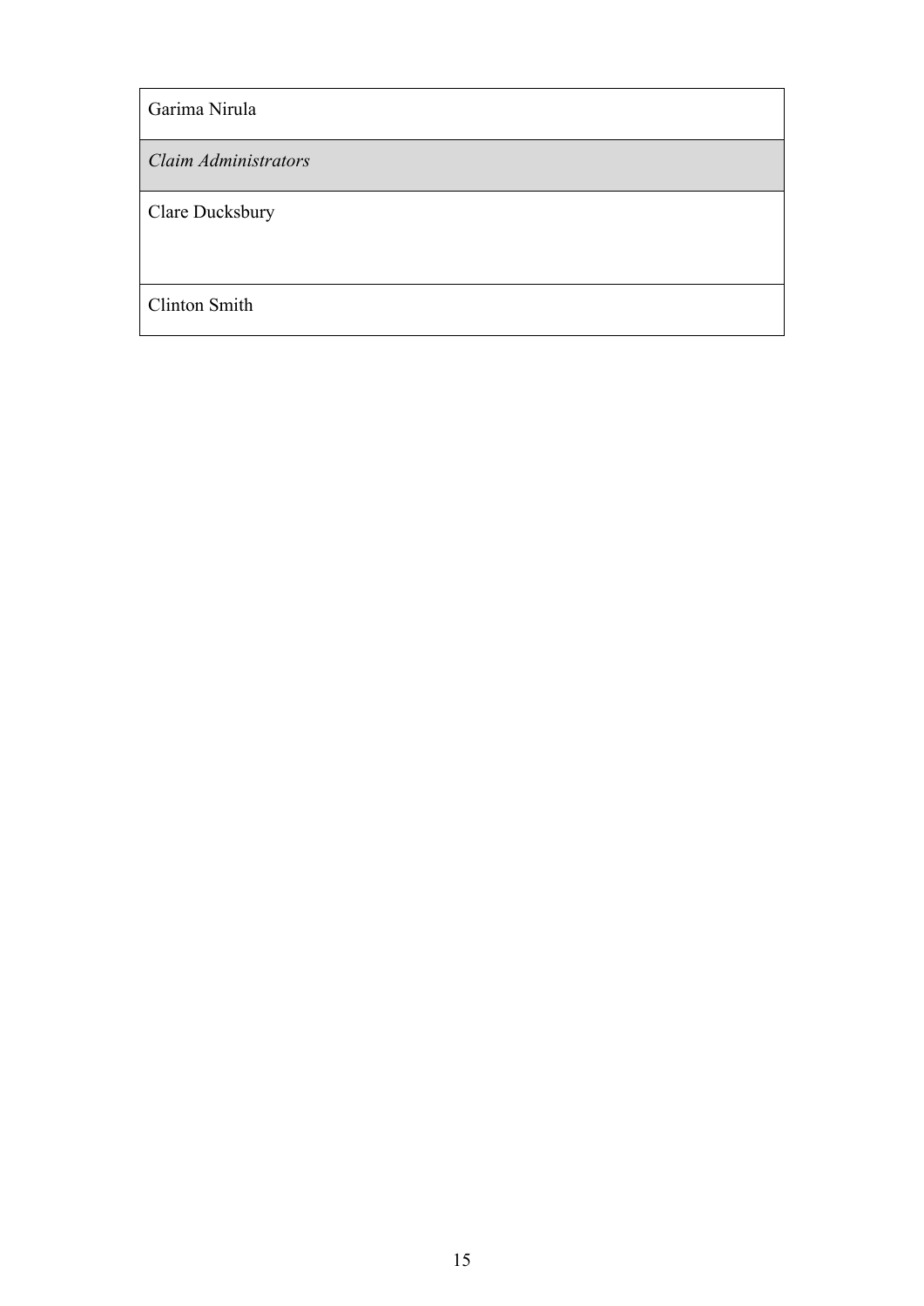| Garima Nirula |
| --- |
| *Claim Administrators* |
| Clare Ducksbury |
| Clinton Smith |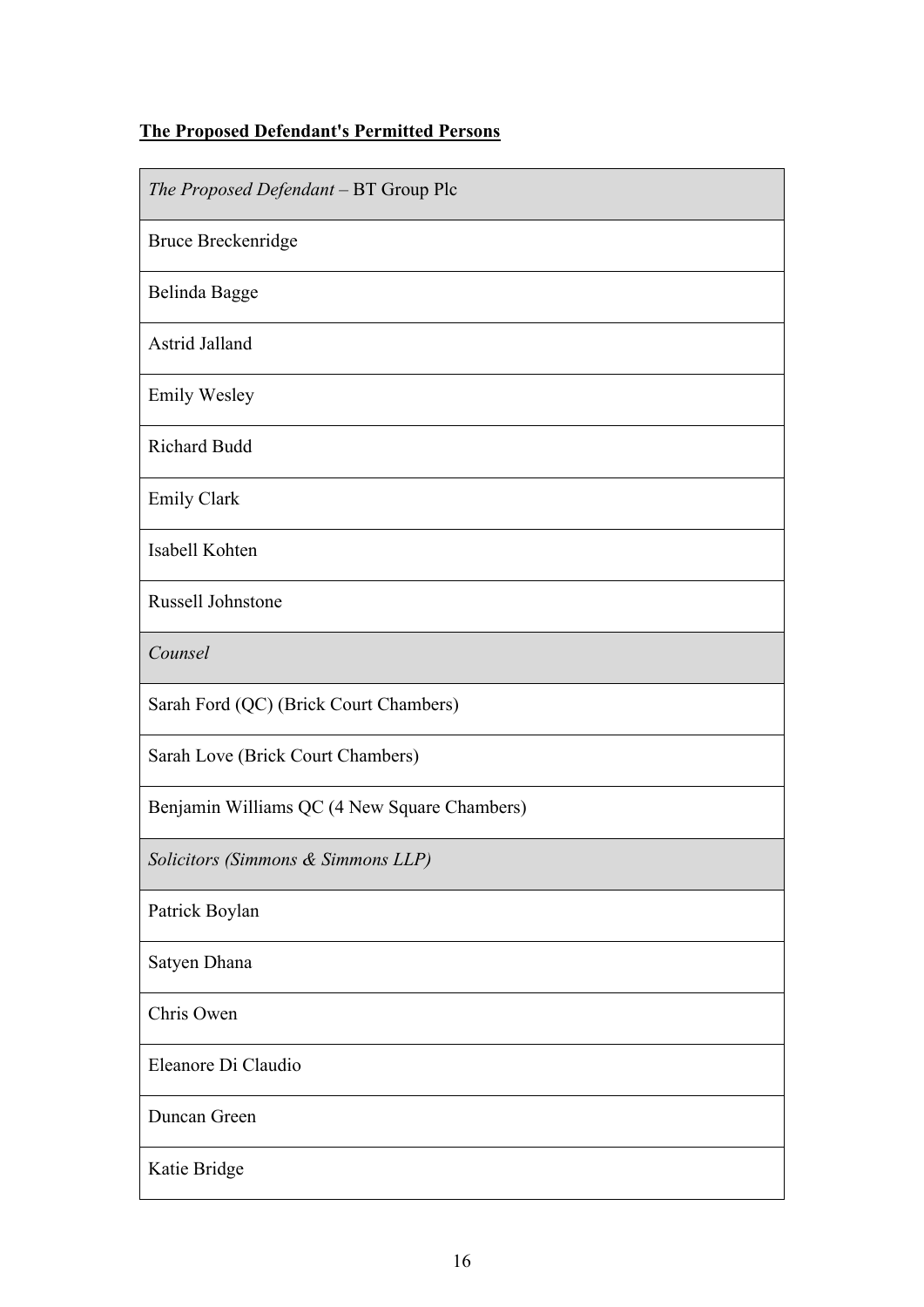**The Proposed Defendant's Permitted Persons**

| *The Proposed Defendant* – BT Group Plc |
| --- |
| Bruce Breckenridge |
| Belinda Bagge |
| Astrid Jalland |
| Emily Wesley |
| Richard Budd |
| Emily Clark |
| Isabell Kohten |
| Russell Johnstone |
| *Counsel* |
| Sarah Ford (QC) (Brick Court Chambers) |
| Sarah Love (Brick Court Chambers) |
| Benjamin Williams QC (4 New Square Chambers) |
| *Solicitors (Simmons & Simmons LLP)* |
| Patrick Boylan |
| Satyen Dhana |
| Chris Owen |
| Eleanore Di Claudio |
| Duncan Green |
| Katie Bridge |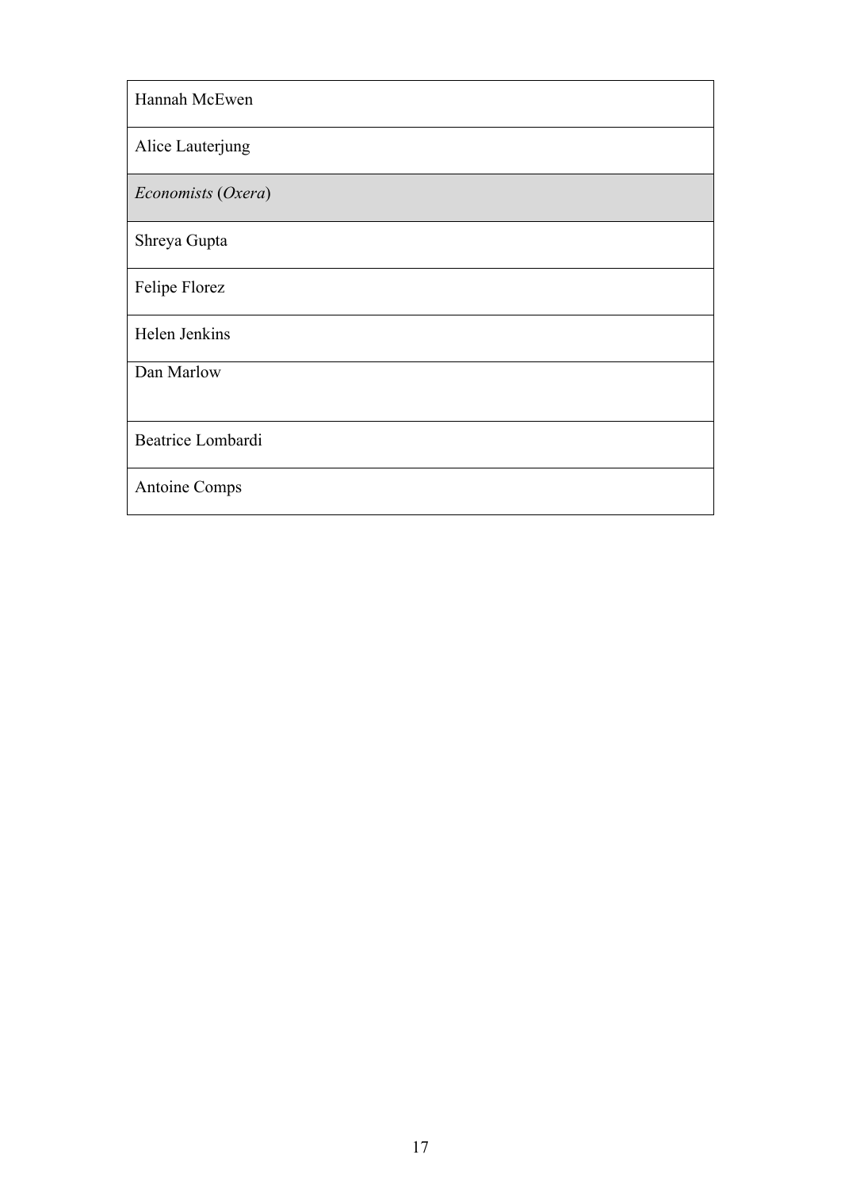| Hannah McEwen |
| --- |
| Alice Lauterjung |
| *Economists* (*Oxera*) |
| Shreya Gupta |
| Felipe Florez |
| Helen Jenkins |
| Dan Marlow |
| Beatrice Lombardi |
| Antoine Comps |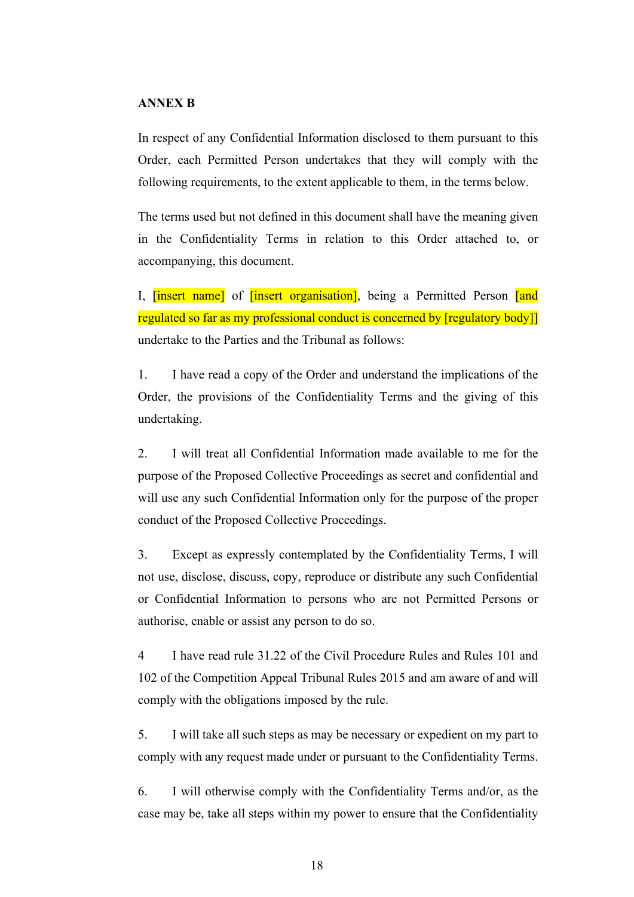**ANNEX B**

In respect of any Confidential Information disclosed to them pursuant to this Order, each Permitted Person undertakes that they will comply with the following requirements, to the extent applicable to them, in the terms below.

The terms used but not defined in this document shall have the meaning given in the Confidentiality Terms in relation to this Order attached to, or accompanying, this document.

I, [insert name] of [insert organisation], being a Permitted Person [and regulated so far as my professional conduct is concerned by [regulatory body]] undertake to the Parties and the Tribunal as follows:

1. I have read a copy of the Order and understand the implications of the Order, the provisions of the Confidentiality Terms and the giving of this undertaking.

2. I will treat all Confidential Information made available to me for the purpose of the Proposed Collective Proceedings as secret and confidential and will use any such Confidential Information only for the purpose of the proper conduct of the Proposed Collective Proceedings.

3. Except as expressly contemplated by the Confidentiality Terms, I will not use, disclose, discuss, copy, reproduce or distribute any such Confidential or Confidential Information to persons who are not Permitted Persons or authorise, enable or assist any person to do so.

4 I have read rule 31.22 of the Civil Procedure Rules and Rules 101 and 102 of the Competition Appeal Tribunal Rules 2015 and am aware of and will comply with the obligations imposed by the rule.

5. I will take all such steps as may be necessary or expedient on my part to comply with any request made under or pursuant to the Confidentiality Terms.

6. I will otherwise comply with the Confidentiality Terms and/or, as the case may be, take all steps within my power to ensure that the Confidentiality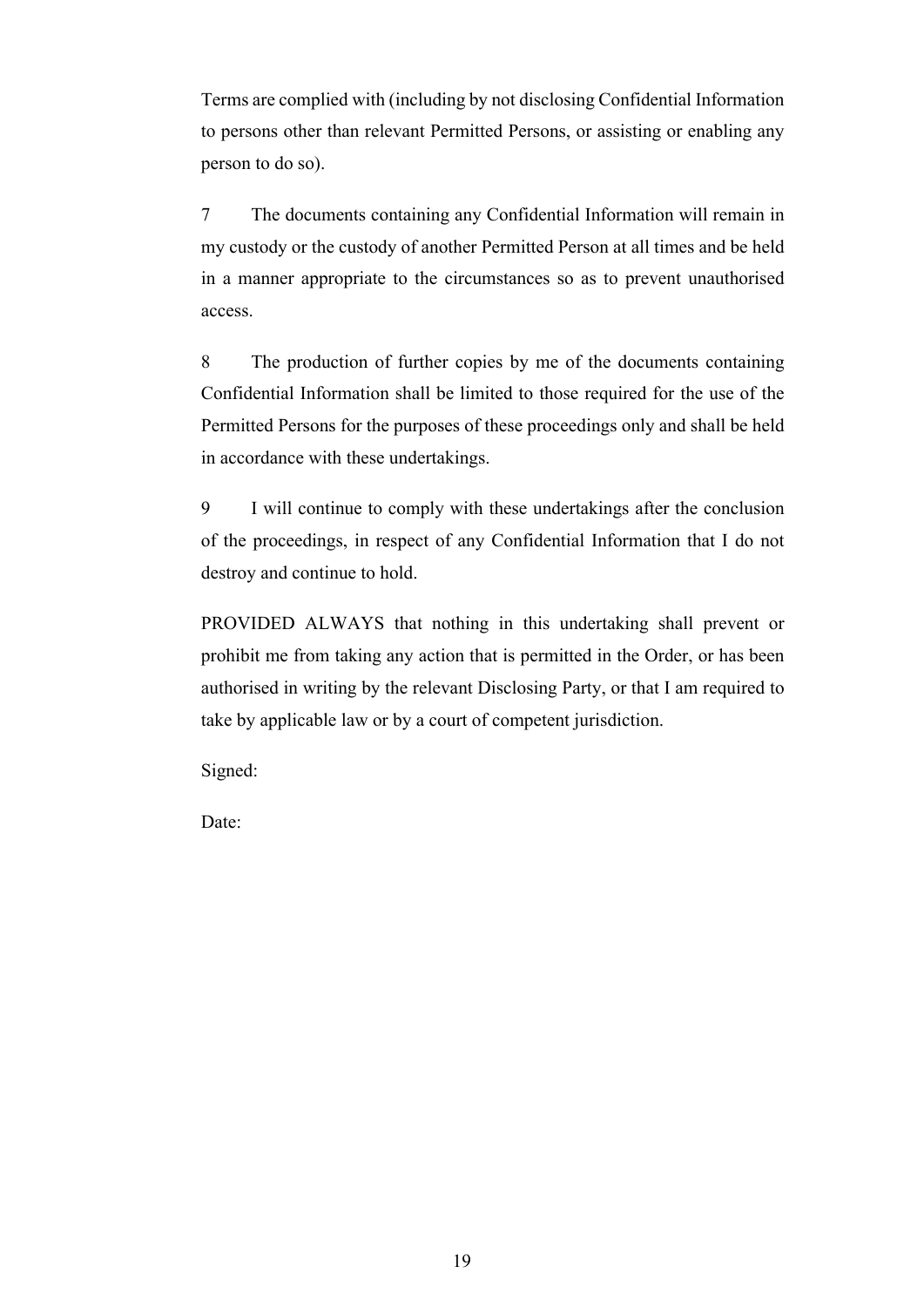Terms are complied with (including by not disclosing Confidential Information to persons other than relevant Permitted Persons, or assisting or enabling any person to do so).

7 The documents containing any Confidential Information will remain in my custody or the custody of another Permitted Person at all times and be held in a manner appropriate to the circumstances so as to prevent unauthorised access.

8 The production of further copies by me of the documents containing Confidential Information shall be limited to those required for the use of the Permitted Persons for the purposes of these proceedings only and shall be held in accordance with these undertakings.

9 I will continue to comply with these undertakings after the conclusion of the proceedings, in respect of any Confidential Information that I do not destroy and continue to hold.

PROVIDED ALWAYS that nothing in this undertaking shall prevent or prohibit me from taking any action that is permitted in the Order, or has been authorised in writing by the relevant Disclosing Party, or that I am required to take by applicable law or by a court of competent jurisdiction.

Signed:

Date: